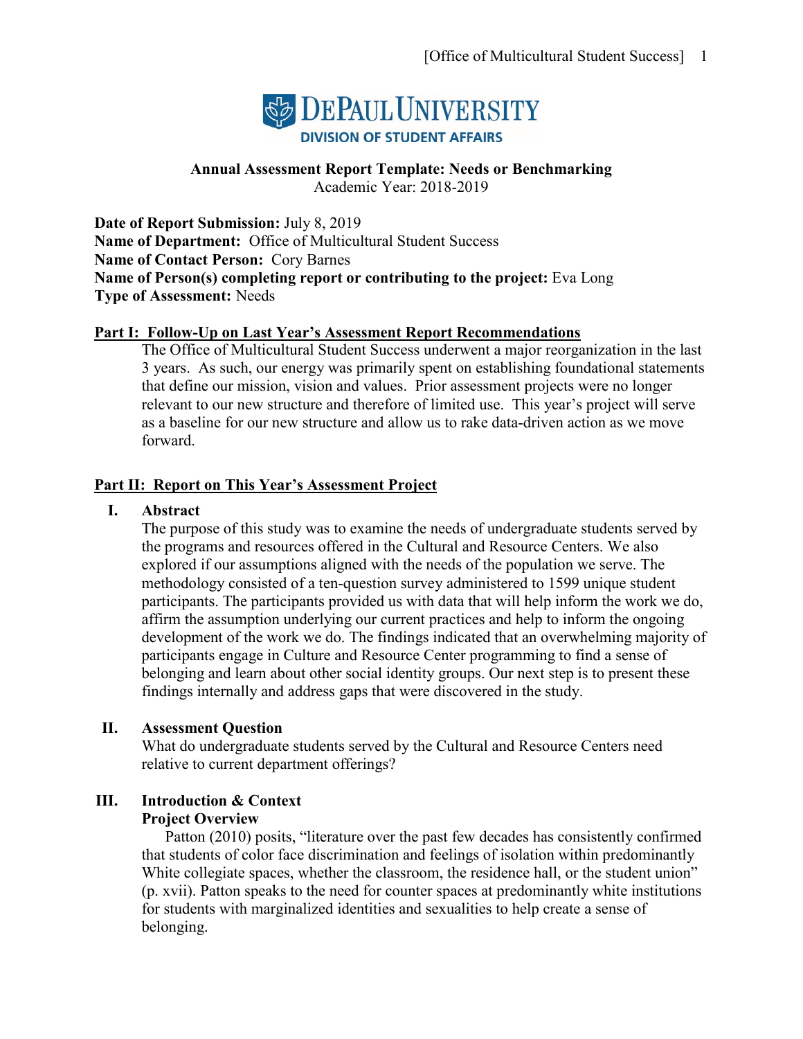**DePaul University**
**DIVISION OF STUDENT AFFAIRS**

**Annual Assessment Report Template: Needs or Benchmarking**
Academic Year: 2018-2019

**Date of Report Submission:** July 8, 2019
**Name of Department:** Office of Multicultural Student Success
**Name of Contact Person:** Cory Barnes
**Name of Person(s) completing report or contributing to the project:** Eva Long
**Type of Assessment:** Needs

## Part I: Follow-Up on Last Year's Assessment Report Recommendations

The Office of Multicultural Student Success underwent a major reorganization in the last 3 years. As such, our energy was primarily spent on establishing foundational statements that define our mission, vision and values. Prior assessment projects were no longer relevant to our new structure and therefore of limited use. This year's project will serve as a baseline for our new structure and allow us to rake data-driven action as we move forward.

## Part II: Report on This Year's Assessment Project

### I. Abstract

The purpose of this study was to examine the needs of undergraduate students served by the programs and resources offered in the Cultural and Resource Centers. We also explored if our assumptions aligned with the needs of the population we serve. The methodology consisted of a ten-question survey administered to 1599 unique student participants. The participants provided us with data that will help inform the work we do, affirm the assumption underlying our current practices and help to inform the ongoing development of the work we do. The findings indicated that an overwhelming majority of participants engage in Culture and Resource Center programming to find a sense of belonging and learn about other social identity groups. Our next step is to present these findings internally and address gaps that were discovered in the study.

### II. Assessment Question

What do undergraduate students served by the Cultural and Resource Centers need relative to current department offerings?

### III. Introduction & Context

**Project Overview**

Patton (2010) posits, "literature over the past few decades has consistently confirmed that students of color face discrimination and feelings of isolation within predominantly White collegiate spaces, whether the classroom, the residence hall, or the student union" (p. xvii). Patton speaks to the need for counter spaces at predominantly white institutions for students with marginalized identities and sexualities to help create a sense of belonging.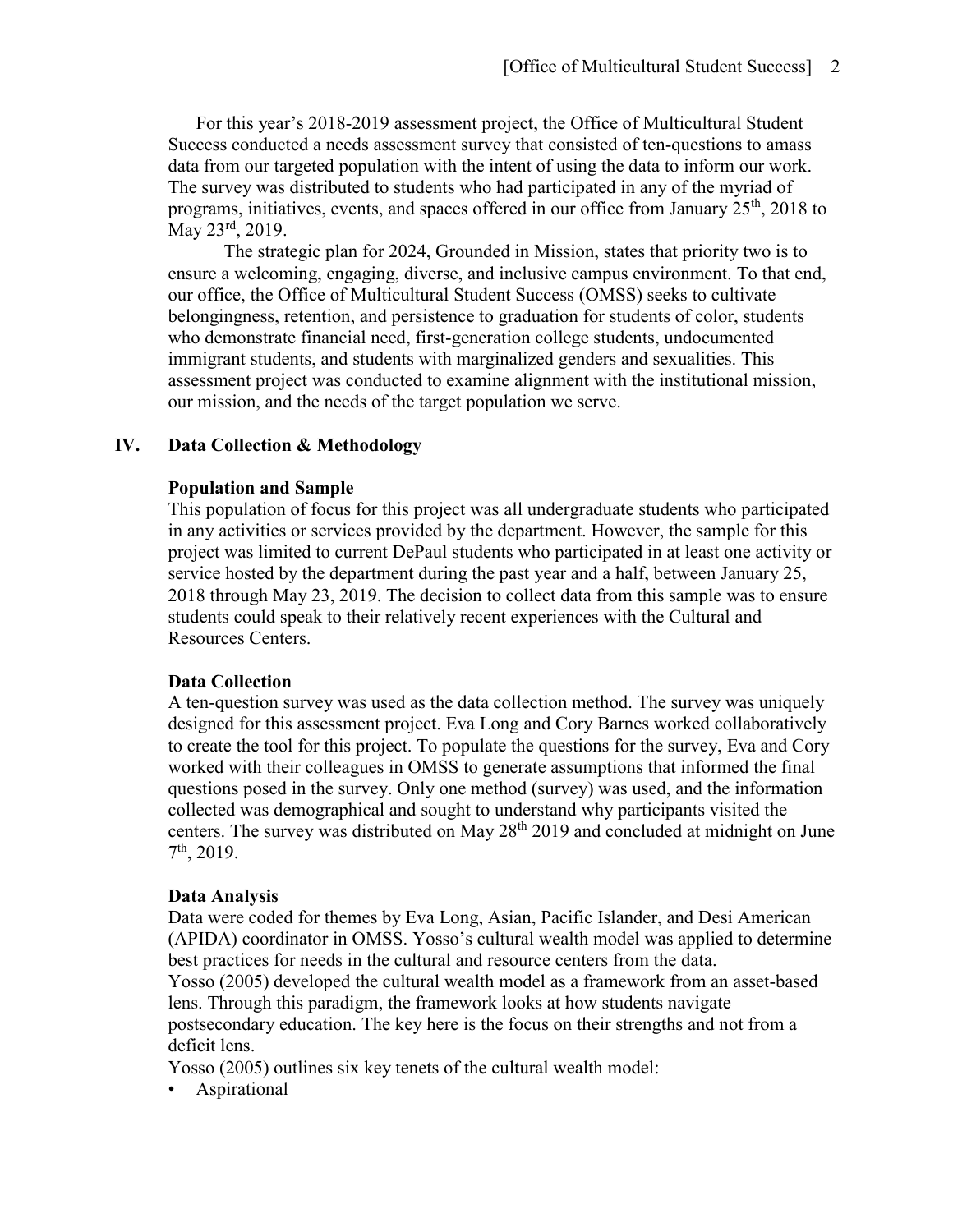For this year's 2018-2019 assessment project, the Office of Multicultural Student Success conducted a needs assessment survey that consisted of ten-questions to amass data from our targeted population with the intent of using the data to inform our work. The survey was distributed to students who had participated in any of the myriad of programs, initiatives, events, and spaces offered in our office from January 25th, 2018 to May 23rd, 2019.

The strategic plan for 2024, Grounded in Mission, states that priority two is to ensure a welcoming, engaging, diverse, and inclusive campus environment. To that end, our office, the Office of Multicultural Student Success (OMSS) seeks to cultivate belongingness, retention, and persistence to graduation for students of color, students who demonstrate financial need, first-generation college students, undocumented immigrant students, and students with marginalized genders and sexualities. This assessment project was conducted to examine alignment with the institutional mission, our mission, and the needs of the target population we serve.

## IV. Data Collection & Methodology

### Population and Sample

This population of focus for this project was all undergraduate students who participated in any activities or services provided by the department. However, the sample for this project was limited to current DePaul students who participated in at least one activity or service hosted by the department during the past year and a half, between January 25, 2018 through May 23, 2019. The decision to collect data from this sample was to ensure students could speak to their relatively recent experiences with the Cultural and Resources Centers.

### Data Collection

A ten-question survey was used as the data collection method. The survey was uniquely designed for this assessment project. Eva Long and Cory Barnes worked collaboratively to create the tool for this project. To populate the questions for the survey, Eva and Cory worked with their colleagues in OMSS to generate assumptions that informed the final questions posed in the survey. Only one method (survey) was used, and the information collected was demographical and sought to understand why participants visited the centers. The survey was distributed on May 28th 2019 and concluded at midnight on June 7th, 2019.

### Data Analysis

Data were coded for themes by Eva Long, Asian, Pacific Islander, and Desi American (APIDA) coordinator in OMSS. Yosso's cultural wealth model was applied to determine best practices for needs in the cultural and resource centers from the data.

Yosso (2005) developed the cultural wealth model as a framework from an asset-based lens. Through this paradigm, the framework looks at how students navigate postsecondary education. The key here is the focus on their strengths and not from a deficit lens.

Yosso (2005) outlines six key tenets of the cultural wealth model:

- Aspirational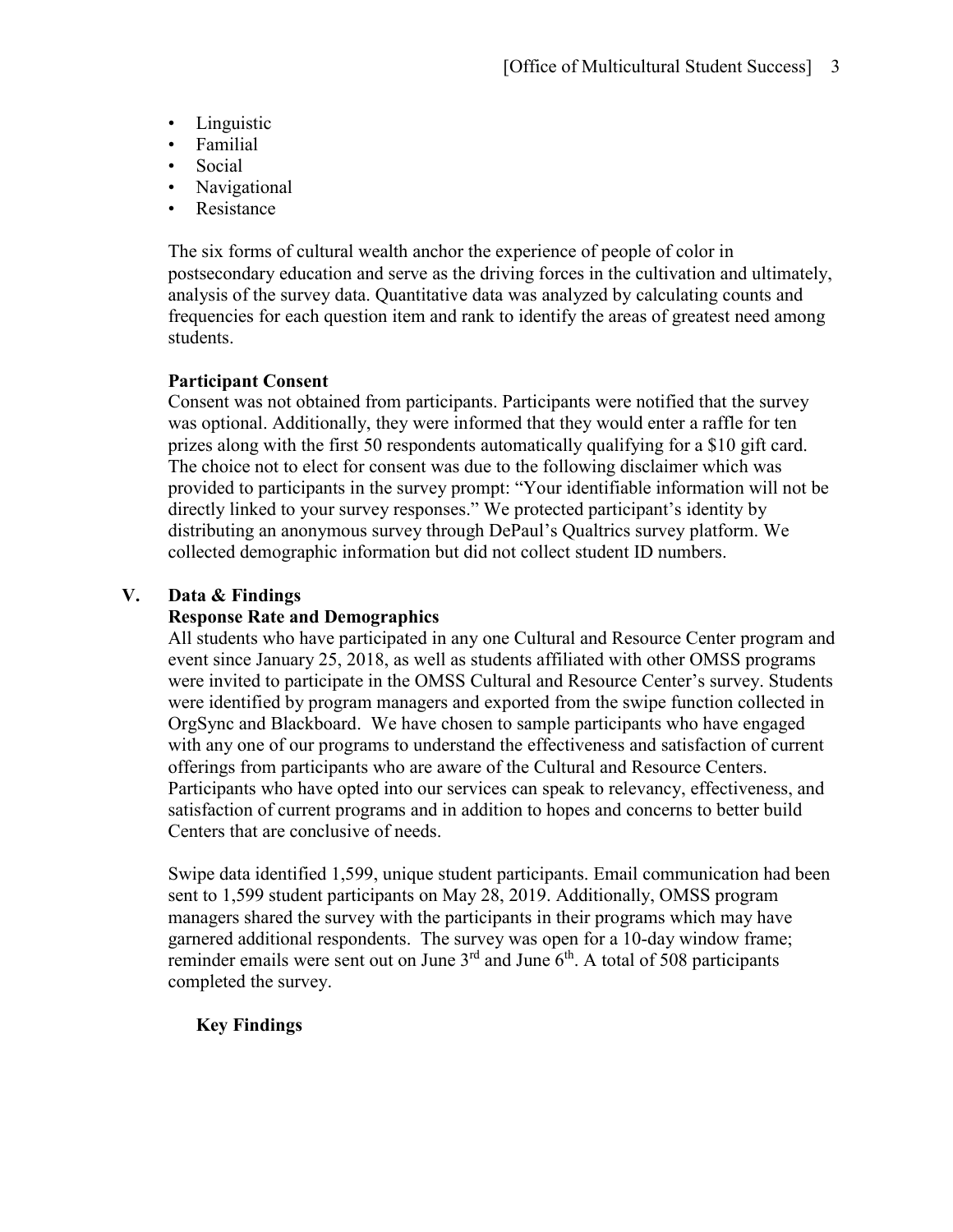- Linguistic
- Familial
- Social
- Navigational
- Resistance

The six forms of cultural wealth anchor the experience of people of color in postsecondary education and serve as the driving forces in the cultivation and ultimately, analysis of the survey data. Quantitative data was analyzed by calculating counts and frequencies for each question item and rank to identify the areas of greatest need among students.

**Participant Consent**

Consent was not obtained from participants. Participants were notified that the survey was optional. Additionally, they were informed that they would enter a raffle for ten prizes along with the first 50 respondents automatically qualifying for a $10 gift card. The choice not to elect for consent was due to the following disclaimer which was provided to participants in the survey prompt: "Your identifiable information will not be directly linked to your survey responses." We protected participant's identity by distributing an anonymous survey through DePaul's Qualtrics survey platform. We collected demographic information but did not collect student ID numbers.

## V. Data & Findings

**Response Rate and Demographics**

All students who have participated in any one Cultural and Resource Center program and event since January 25, 2018, as well as students affiliated with other OMSS programs were invited to participate in the OMSS Cultural and Resource Center's survey. Students were identified by program managers and exported from the swipe function collected in OrgSync and Blackboard. We have chosen to sample participants who have engaged with any one of our programs to understand the effectiveness and satisfaction of current offerings from participants who are aware of the Cultural and Resource Centers. Participants who have opted into our services can speak to relevancy, effectiveness, and satisfaction of current programs and in addition to hopes and concerns to better build Centers that are conclusive of needs.

Swipe data identified 1,599, unique student participants. Email communication had been sent to 1,599 student participants on May 28, 2019. Additionally, OMSS program managers shared the survey with the participants in their programs which may have garnered additional respondents. The survey was open for a 10-day window frame; reminder emails were sent out on June 3rd and June 6th. A total of 508 participants completed the survey.

**Key Findings**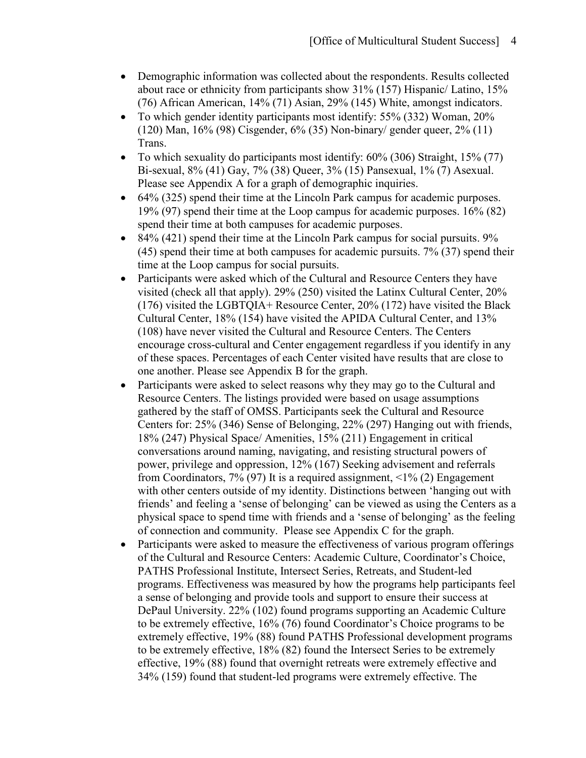- Demographic information was collected about the respondents. Results collected about race or ethnicity from participants show 31% (157) Hispanic/ Latino, 15% (76) African American, 14% (71) Asian, 29% (145) White, amongst indicators.
- To which gender identity participants most identify: 55% (332) Woman, 20% (120) Man, 16% (98) Cisgender, 6% (35) Non-binary/ gender queer, 2% (11) Trans.
- To which sexuality do participants most identify: 60% (306) Straight, 15% (77) Bi-sexual, 8% (41) Gay, 7% (38) Queer, 3% (15) Pansexual, 1% (7) Asexual. Please see Appendix A for a graph of demographic inquiries.
- 64% (325) spend their time at the Lincoln Park campus for academic purposes. 19% (97) spend their time at the Loop campus for academic purposes. 16% (82) spend their time at both campuses for academic purposes.
- 84% (421) spend their time at the Lincoln Park campus for social pursuits. 9% (45) spend their time at both campuses for academic pursuits. 7% (37) spend their time at the Loop campus for social pursuits.
- Participants were asked which of the Cultural and Resource Centers they have visited (check all that apply). 29% (250) visited the Latinx Cultural Center, 20% (176) visited the LGBTQIA+ Resource Center, 20% (172) have visited the Black Cultural Center, 18% (154) have visited the APIDA Cultural Center, and 13% (108) have never visited the Cultural and Resource Centers. The Centers encourage cross-cultural and Center engagement regardless if you identify in any of these spaces. Percentages of each Center visited have results that are close to one another. Please see Appendix B for the graph.
- Participants were asked to select reasons why they may go to the Cultural and Resource Centers. The listings provided were based on usage assumptions gathered by the staff of OMSS. Participants seek the Cultural and Resource Centers for: 25% (346) Sense of Belonging, 22% (297) Hanging out with friends, 18% (247) Physical Space/ Amenities, 15% (211) Engagement in critical conversations around naming, navigating, and resisting structural powers of power, privilege and oppression, 12% (167) Seeking advisement and referrals from Coordinators, 7% (97) It is a required assignment, <1% (2) Engagement with other centers outside of my identity. Distinctions between 'hanging out with friends' and feeling a 'sense of belonging' can be viewed as using the Centers as a physical space to spend time with friends and a 'sense of belonging' as the feeling of connection and community. Please see Appendix C for the graph.
- Participants were asked to measure the effectiveness of various program offerings of the Cultural and Resource Centers: Academic Culture, Coordinator's Choice, PATHS Professional Institute, Intersect Series, Retreats, and Student-led programs. Effectiveness was measured by how the programs help participants feel a sense of belonging and provide tools and support to ensure their success at DePaul University. 22% (102) found programs supporting an Academic Culture to be extremely effective, 16% (76) found Coordinator's Choice programs to be extremely effective, 19% (88) found PATHS Professional development programs to be extremely effective, 18% (82) found the Intersect Series to be extremely effective, 19% (88) found that overnight retreats were extremely effective and 34% (159) found that student-led programs were extremely effective. The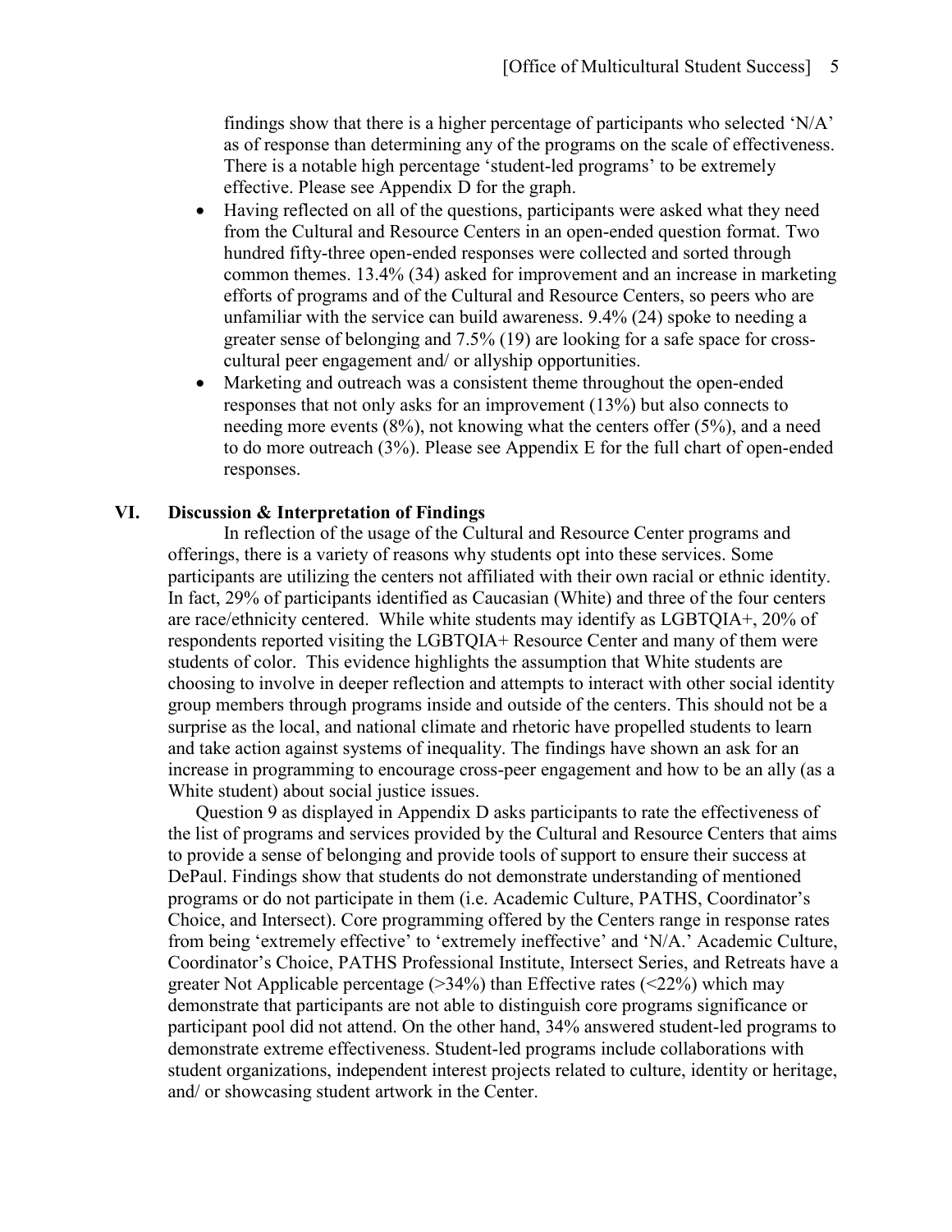findings show that there is a higher percentage of participants who selected 'N/A' as of response than determining any of the programs on the scale of effectiveness. There is a notable high percentage 'student-led programs' to be extremely effective. Please see Appendix D for the graph.

- Having reflected on all of the questions, participants were asked what they need from the Cultural and Resource Centers in an open-ended question format. Two hundred fifty-three open-ended responses were collected and sorted through common themes. 13.4% (34) asked for improvement and an increase in marketing efforts of programs and of the Cultural and Resource Centers, so peers who are unfamiliar with the service can build awareness. 9.4% (24) spoke to needing a greater sense of belonging and 7.5% (19) are looking for a safe space for cross-cultural peer engagement and/ or allyship opportunities.
- Marketing and outreach was a consistent theme throughout the open-ended responses that not only asks for an improvement (13%) but also connects to needing more events (8%), not knowing what the centers offer (5%), and a need to do more outreach (3%). Please see Appendix E for the full chart of open-ended responses.

## VI. Discussion & Interpretation of Findings

In reflection of the usage of the Cultural and Resource Center programs and offerings, there is a variety of reasons why students opt into these services. Some participants are utilizing the centers not affiliated with their own racial or ethnic identity. In fact, 29% of participants identified as Caucasian (White) and three of the four centers are race/ethnicity centered. While white students may identify as LGBTQIA+, 20% of respondents reported visiting the LGBTQIA+ Resource Center and many of them were students of color. This evidence highlights the assumption that White students are choosing to involve in deeper reflection and attempts to interact with other social identity group members through programs inside and outside of the centers. This should not be a surprise as the local, and national climate and rhetoric have propelled students to learn and take action against systems of inequality. The findings have shown an ask for an increase in programming to encourage cross-peer engagement and how to be an ally (as a White student) about social justice issues.

Question 9 as displayed in Appendix D asks participants to rate the effectiveness of the list of programs and services provided by the Cultural and Resource Centers that aims to provide a sense of belonging and provide tools of support to ensure their success at DePaul. Findings show that students do not demonstrate understanding of mentioned programs or do not participate in them (i.e. Academic Culture, PATHS, Coordinator's Choice, and Intersect). Core programming offered by the Centers range in response rates from being 'extremely effective' to 'extremely ineffective' and 'N/A.' Academic Culture, Coordinator's Choice, PATHS Professional Institute, Intersect Series, and Retreats have a greater Not Applicable percentage (>34%) than Effective rates (<22%) which may demonstrate that participants are not able to distinguish core programs significance or participant pool did not attend. On the other hand, 34% answered student-led programs to demonstrate extreme effectiveness. Student-led programs include collaborations with student organizations, independent interest projects related to culture, identity or heritage, and/ or showcasing student artwork in the Center.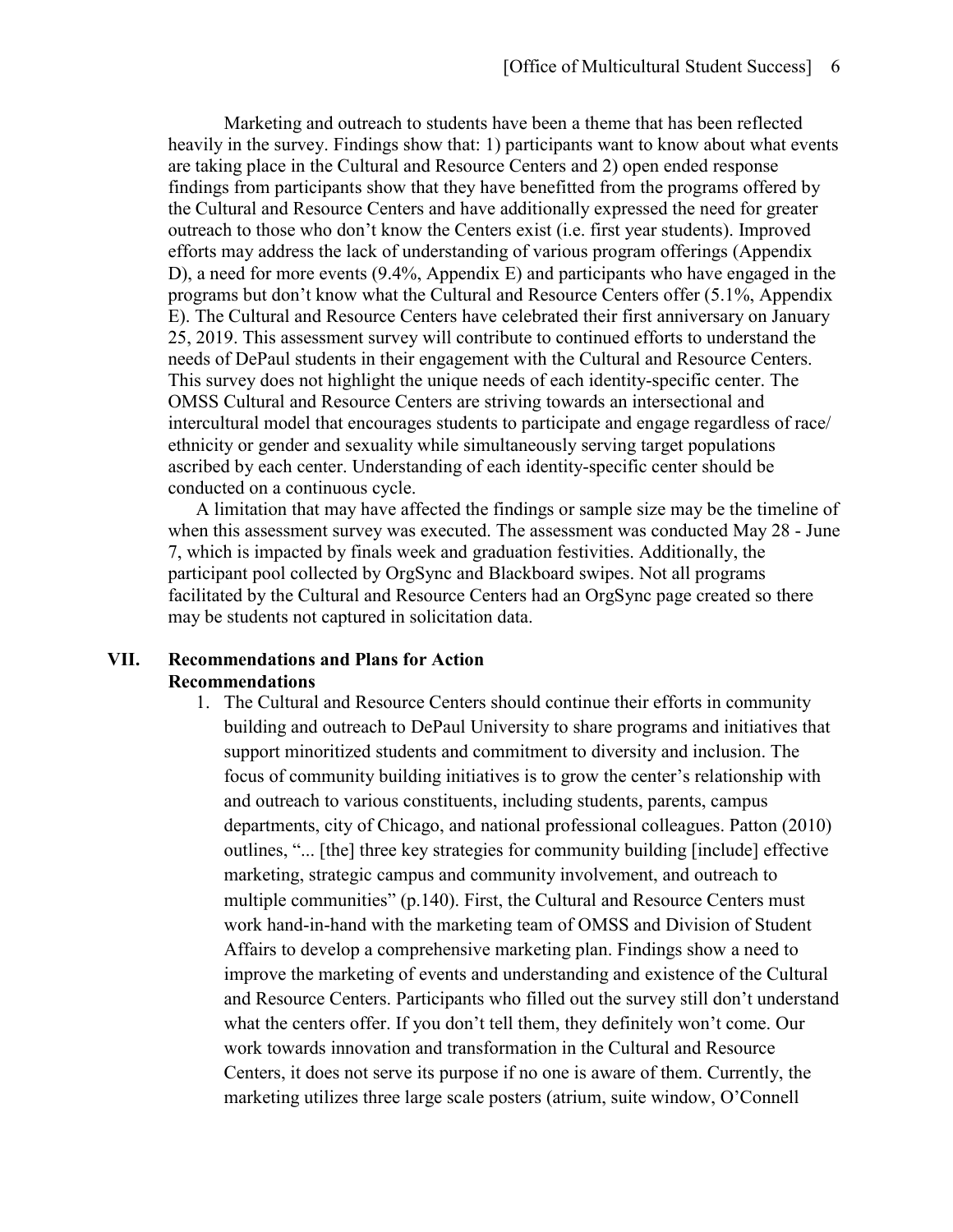Marketing and outreach to students have been a theme that has been reflected heavily in the survey. Findings show that: 1) participants want to know about what events are taking place in the Cultural and Resource Centers and 2) open ended response findings from participants show that they have benefitted from the programs offered by the Cultural and Resource Centers and have additionally expressed the need for greater outreach to those who don't know the Centers exist (i.e. first year students). Improved efforts may address the lack of understanding of various program offerings (Appendix D), a need for more events (9.4%, Appendix E) and participants who have engaged in the programs but don't know what the Cultural and Resource Centers offer (5.1%, Appendix E). The Cultural and Resource Centers have celebrated their first anniversary on January 25, 2019. This assessment survey will contribute to continued efforts to understand the needs of DePaul students in their engagement with the Cultural and Resource Centers. This survey does not highlight the unique needs of each identity-specific center. The OMSS Cultural and Resource Centers are striving towards an intersectional and intercultural model that encourages students to participate and engage regardless of race/ethnicity or gender and sexuality while simultaneously serving target populations ascribed by each center. Understanding of each identity-specific center should be conducted on a continuous cycle.

A limitation that may have affected the findings or sample size may be the timeline of when this assessment survey was executed. The assessment was conducted May 28 - June 7, which is impacted by finals week and graduation festivities. Additionally, the participant pool collected by OrgSync and Blackboard swipes. Not all programs facilitated by the Cultural and Resource Centers had an OrgSync page created so there may be students not captured in solicitation data.

## VII. Recommendations and Plans for Action

### Recommendations

1. The Cultural and Resource Centers should continue their efforts in community building and outreach to DePaul University to share programs and initiatives that support minoritized students and commitment to diversity and inclusion. The focus of community building initiatives is to grow the center's relationship with and outreach to various constituents, including students, parents, campus departments, city of Chicago, and national professional colleagues. Patton (2010) outlines, "... [the] three key strategies for community building [include] effective marketing, strategic campus and community involvement, and outreach to multiple communities" (p.140). First, the Cultural and Resource Centers must work hand-in-hand with the marketing team of OMSS and Division of Student Affairs to develop a comprehensive marketing plan. Findings show a need to improve the marketing of events and understanding and existence of the Cultural and Resource Centers. Participants who filled out the survey still don't understand what the centers offer. If you don't tell them, they definitely won't come. Our work towards innovation and transformation in the Cultural and Resource Centers, it does not serve its purpose if no one is aware of them. Currently, the marketing utilizes three large scale posters (atrium, suite window, O'Connell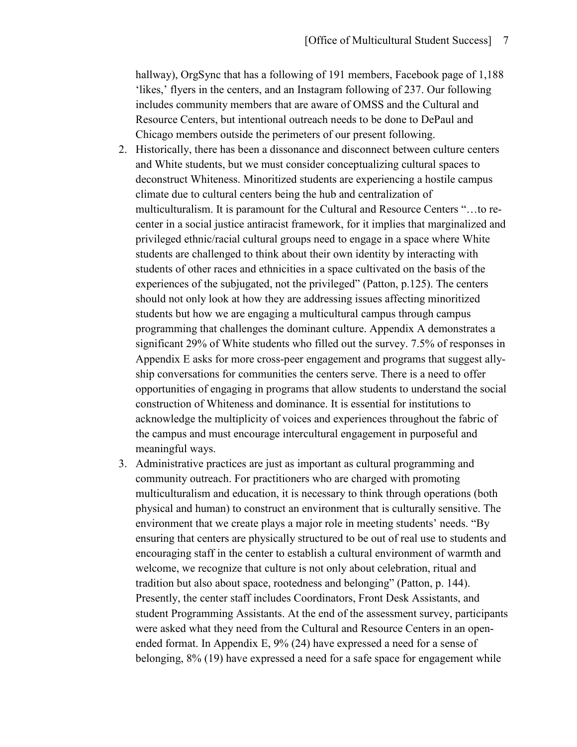hallway), OrgSync that has a following of 191 members, Facebook page of 1,188 'likes,' flyers in the centers, and an Instagram following of 237. Our following includes community members that are aware of OMSS and the Cultural and Resource Centers, but intentional outreach needs to be done to DePaul and Chicago members outside the perimeters of our present following.

2. Historically, there has been a dissonance and disconnect between culture centers and White students, but we must consider conceptualizing cultural spaces to deconstruct Whiteness. Minoritized students are experiencing a hostile campus climate due to cultural centers being the hub and centralization of multiculturalism. It is paramount for the Cultural and Resource Centers "…to re-center in a social justice antiracist framework, for it implies that marginalized and privileged ethnic/racial cultural groups need to engage in a space where White students are challenged to think about their own identity by interacting with students of other races and ethnicities in a space cultivated on the basis of the experiences of the subjugated, not the privileged" (Patton, p.125). The centers should not only look at how they are addressing issues affecting minoritized students but how we are engaging a multicultural campus through campus programming that challenges the dominant culture. Appendix A demonstrates a significant 29% of White students who filled out the survey. 7.5% of responses in Appendix E asks for more cross-peer engagement and programs that suggest ally-ship conversations for communities the centers serve. There is a need to offer opportunities of engaging in programs that allow students to understand the social construction of Whiteness and dominance. It is essential for institutions to acknowledge the multiplicity of voices and experiences throughout the fabric of the campus and must encourage intercultural engagement in purposeful and meaningful ways.

3. Administrative practices are just as important as cultural programming and community outreach. For practitioners who are charged with promoting multiculturalism and education, it is necessary to think through operations (both physical and human) to construct an environment that is culturally sensitive. The environment that we create plays a major role in meeting students' needs. "By ensuring that centers are physically structured to be out of real use to students and encouraging staff in the center to establish a cultural environment of warmth and welcome, we recognize that culture is not only about celebration, ritual and tradition but also about space, rootedness and belonging" (Patton, p. 144). Presently, the center staff includes Coordinators, Front Desk Assistants, and student Programming Assistants. At the end of the assessment survey, participants were asked what they need from the Cultural and Resource Centers in an open-ended format. In Appendix E, 9% (24) have expressed a need for a sense of belonging, 8% (19) have expressed a need for a safe space for engagement while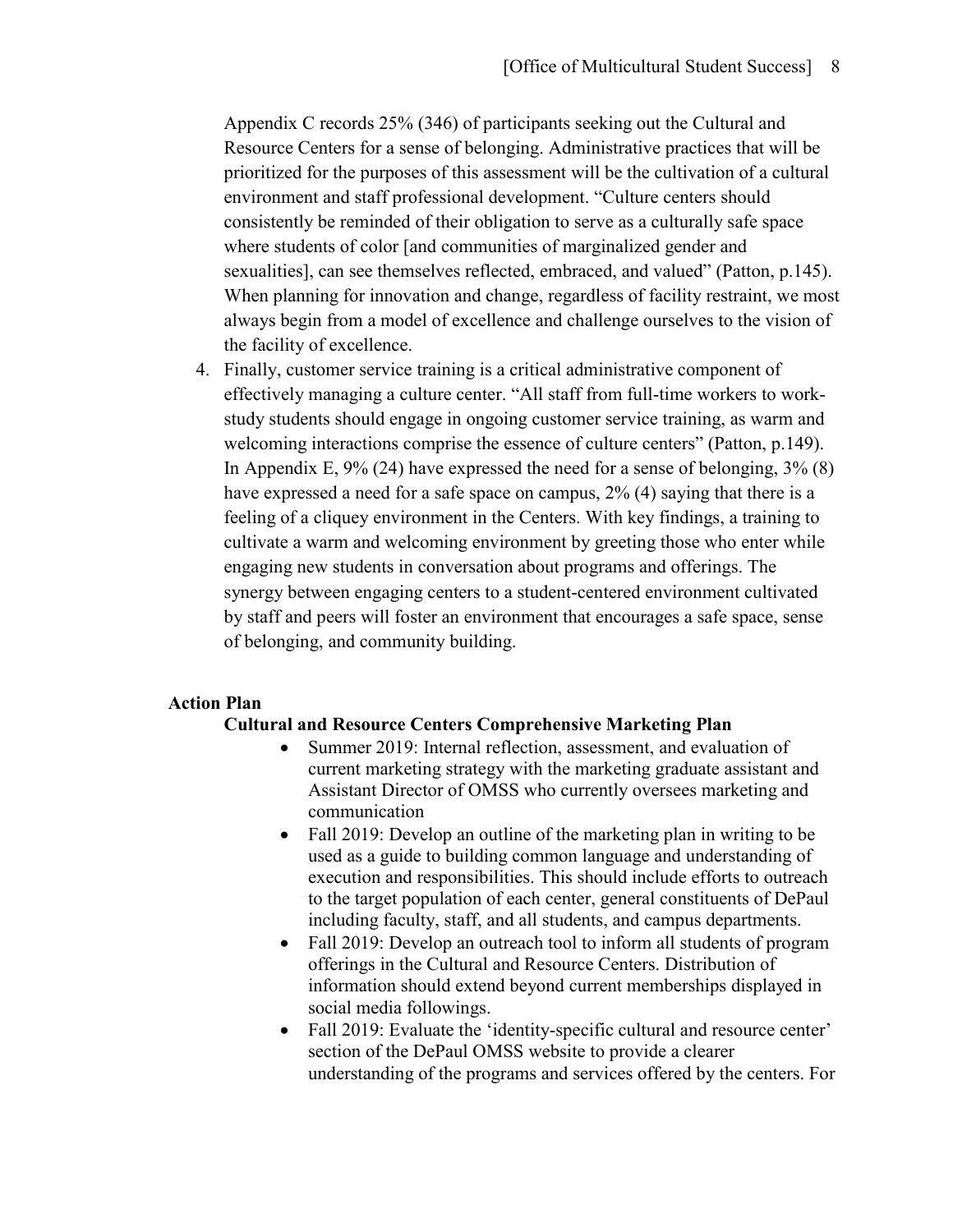Appendix C records 25% (346) of participants seeking out the Cultural and Resource Centers for a sense of belonging. Administrative practices that will be prioritized for the purposes of this assessment will be the cultivation of a cultural environment and staff professional development. "Culture centers should consistently be reminded of their obligation to serve as a culturally safe space where students of color [and communities of marginalized gender and sexualities], can see themselves reflected, embraced, and valued" (Patton, p.145). When planning for innovation and change, regardless of facility restraint, we most always begin from a model of excellence and challenge ourselves to the vision of the facility of excellence.

4. Finally, customer service training is a critical administrative component of effectively managing a culture center. "All staff from full-time workers to work-study students should engage in ongoing customer service training, as warm and welcoming interactions comprise the essence of culture centers" (Patton, p.149). In Appendix E, 9% (24) have expressed the need for a sense of belonging, 3% (8) have expressed a need for a safe space on campus, 2% (4) saying that there is a feeling of a cliquey environment in the Centers. With key findings, a training to cultivate a warm and welcoming environment by greeting those who enter while engaging new students in conversation about programs and offerings. The synergy between engaging centers to a student-centered environment cultivated by staff and peers will foster an environment that encourages a safe space, sense of belonging, and community building.

**Action Plan**

**Cultural and Resource Centers Comprehensive Marketing Plan**

- Summer 2019: Internal reflection, assessment, and evaluation of current marketing strategy with the marketing graduate assistant and Assistant Director of OMSS who currently oversees marketing and communication
- Fall 2019: Develop an outline of the marketing plan in writing to be used as a guide to building common language and understanding of execution and responsibilities. This should include efforts to outreach to the target population of each center, general constituents of DePaul including faculty, staff, and all students, and campus departments.
- Fall 2019: Develop an outreach tool to inform all students of program offerings in the Cultural and Resource Centers. Distribution of information should extend beyond current memberships displayed in social media followings.
- Fall 2019: Evaluate the 'identity-specific cultural and resource center' section of the DePaul OMSS website to provide a clearer understanding of the programs and services offered by the centers. For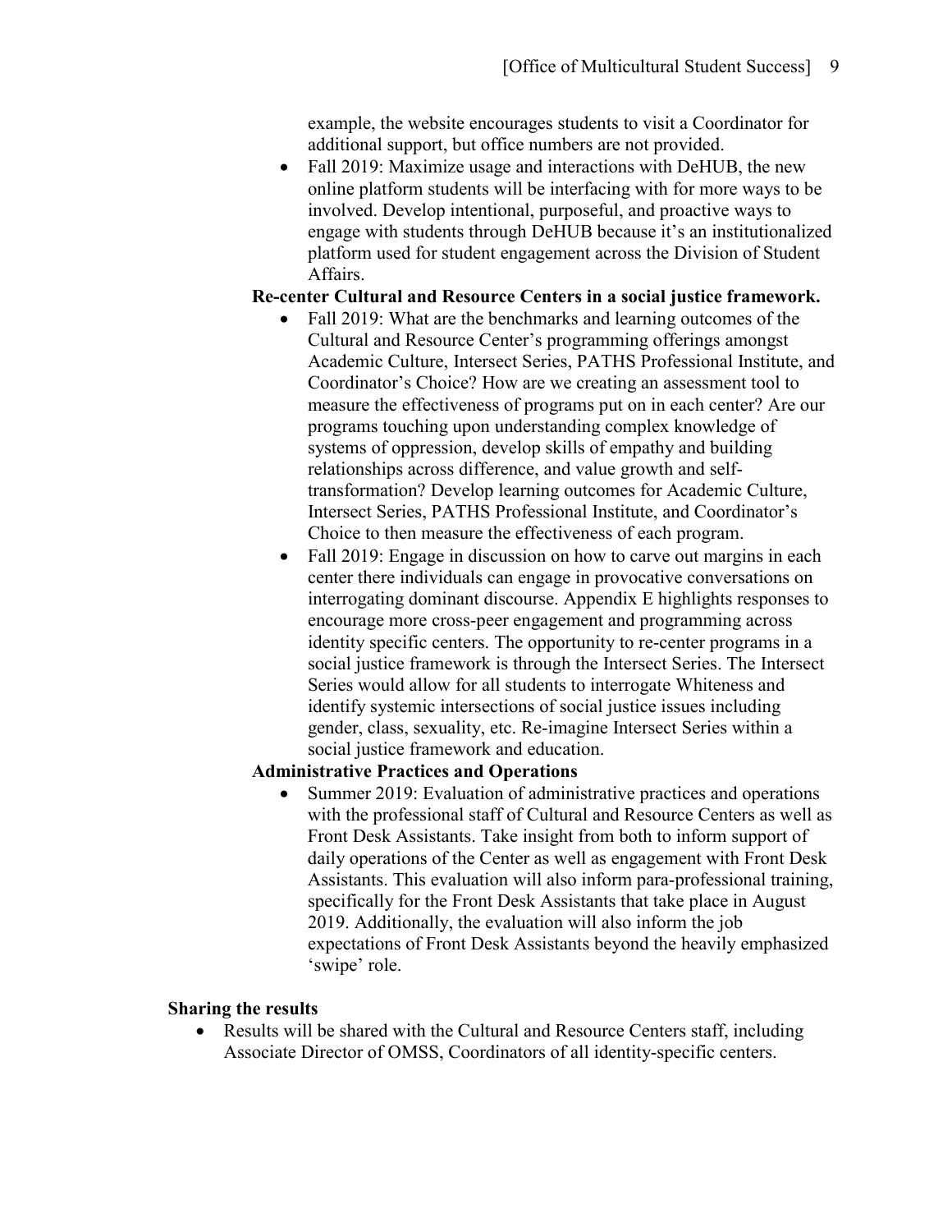example, the website encourages students to visit a Coordinator for additional support, but office numbers are not provided.

- Fall 2019: Maximize usage and interactions with DeHUB, the new online platform students will be interfacing with for more ways to be involved. Develop intentional, purposeful, and proactive ways to engage with students through DeHUB because it's an institutionalized platform used for student engagement across the Division of Student Affairs.

**Re-center Cultural and Resource Centers in a social justice framework.**

- Fall 2019: What are the benchmarks and learning outcomes of the Cultural and Resource Center's programming offerings amongst Academic Culture, Intersect Series, PATHS Professional Institute, and Coordinator's Choice? How are we creating an assessment tool to measure the effectiveness of programs put on in each center? Are our programs touching upon understanding complex knowledge of systems of oppression, develop skills of empathy and building relationships across difference, and value growth and self-transformation? Develop learning outcomes for Academic Culture, Intersect Series, PATHS Professional Institute, and Coordinator's Choice to then measure the effectiveness of each program.
- Fall 2019: Engage in discussion on how to carve out margins in each center there individuals can engage in provocative conversations on interrogating dominant discourse. Appendix E highlights responses to encourage more cross-peer engagement and programming across identity specific centers. The opportunity to re-center programs in a social justice framework is through the Intersect Series. The Intersect Series would allow for all students to interrogate Whiteness and identify systemic intersections of social justice issues including gender, class, sexuality, etc. Re-imagine Intersect Series within a social justice framework and education.

**Administrative Practices and Operations**

- Summer 2019: Evaluation of administrative practices and operations with the professional staff of Cultural and Resource Centers as well as Front Desk Assistants. Take insight from both to inform support of daily operations of the Center as well as engagement with Front Desk Assistants. This evaluation will also inform para-professional training, specifically for the Front Desk Assistants that take place in August 2019. Additionally, the evaluation will also inform the job expectations of Front Desk Assistants beyond the heavily emphasized 'swipe' role.

**Sharing the results**

- Results will be shared with the Cultural and Resource Centers staff, including Associate Director of OMSS, Coordinators of all identity-specific centers.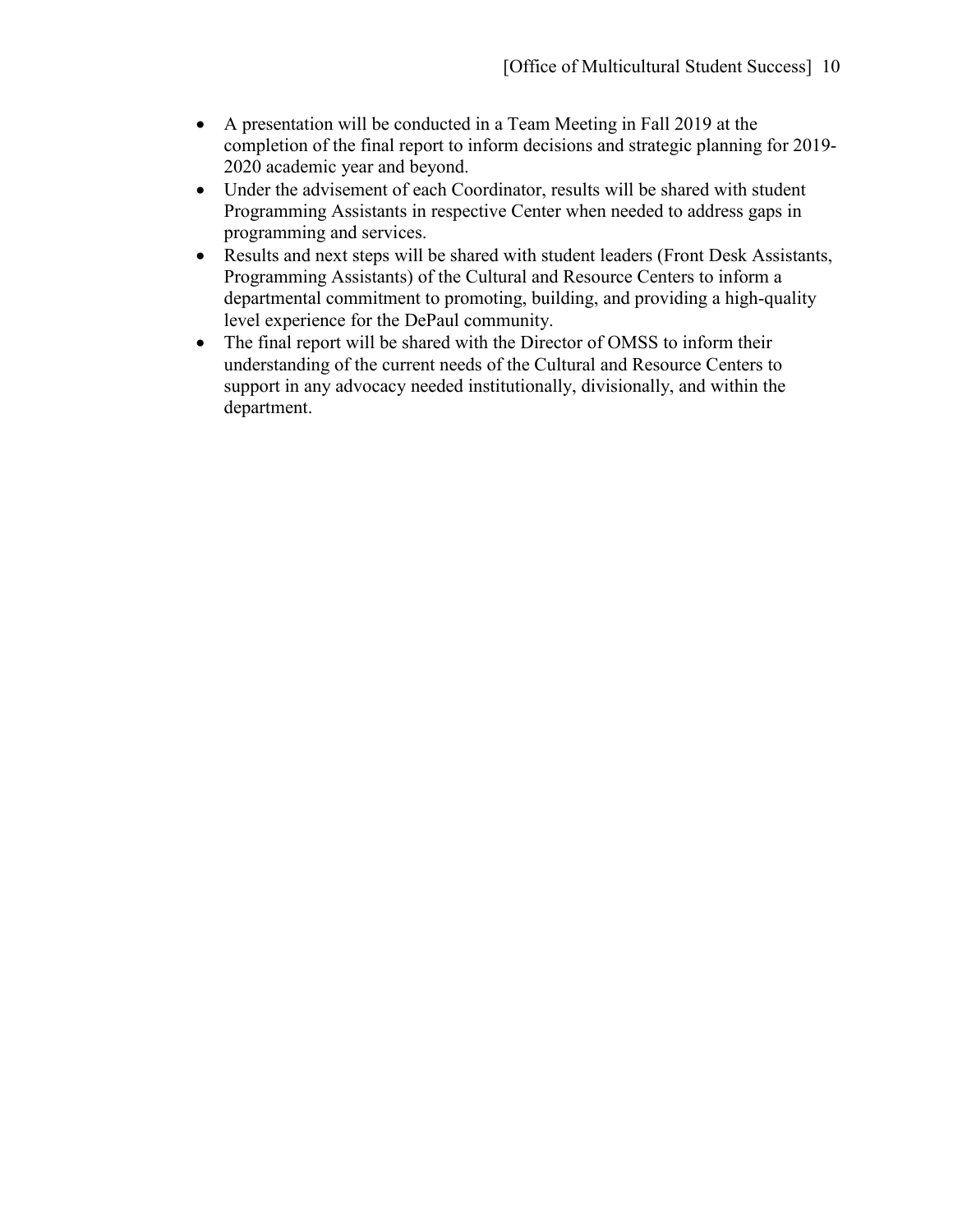- A presentation will be conducted in a Team Meeting in Fall 2019 at the completion of the final report to inform decisions and strategic planning for 2019-2020 academic year and beyond.
- Under the advisement of each Coordinator, results will be shared with student Programming Assistants in respective Center when needed to address gaps in programming and services.
- Results and next steps will be shared with student leaders (Front Desk Assistants, Programming Assistants) of the Cultural and Resource Centers to inform a departmental commitment to promoting, building, and providing a high-quality level experience for the DePaul community.
- The final report will be shared with the Director of OMSS to inform their understanding of the current needs of the Cultural and Resource Centers to support in any advocacy needed institutionally, divisionally, and within the department.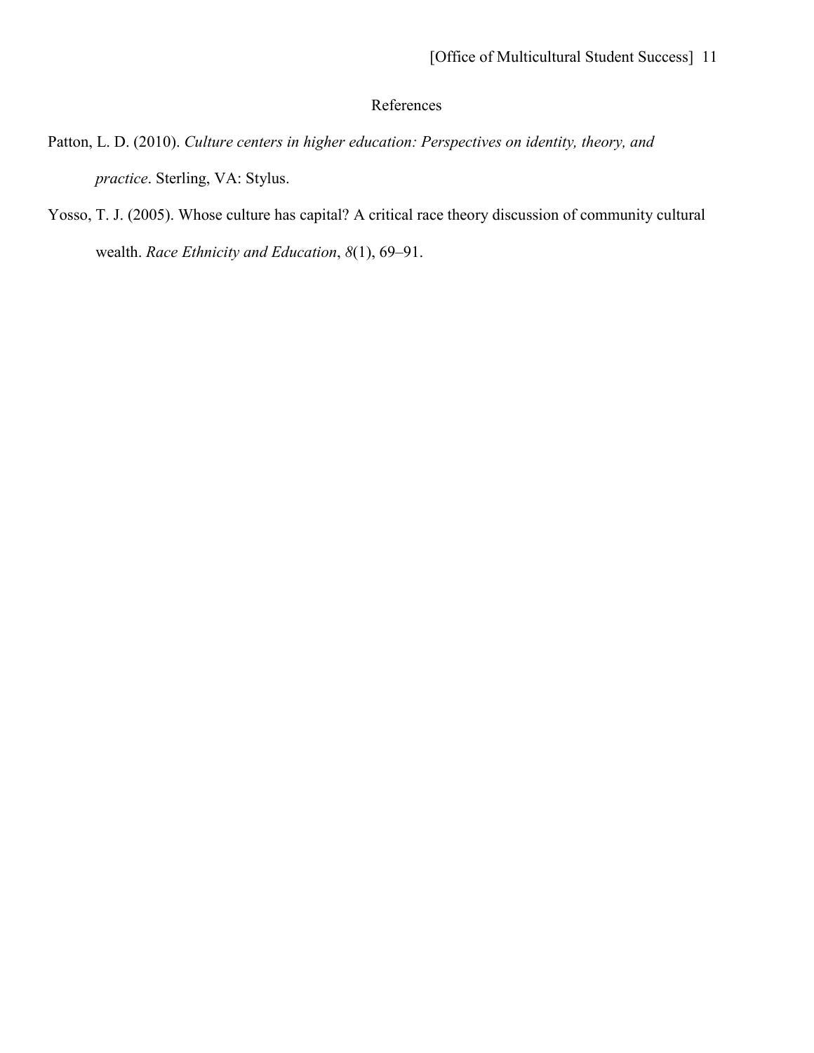# References

Patton, L. D. (2010). *Culture centers in higher education: Perspectives on identity, theory, and practice*. Sterling, VA: Stylus.

Yosso, T. J. (2005). Whose culture has capital? A critical race theory discussion of community cultural wealth. *Race Ethnicity and Education*, *8*(1), 69–91.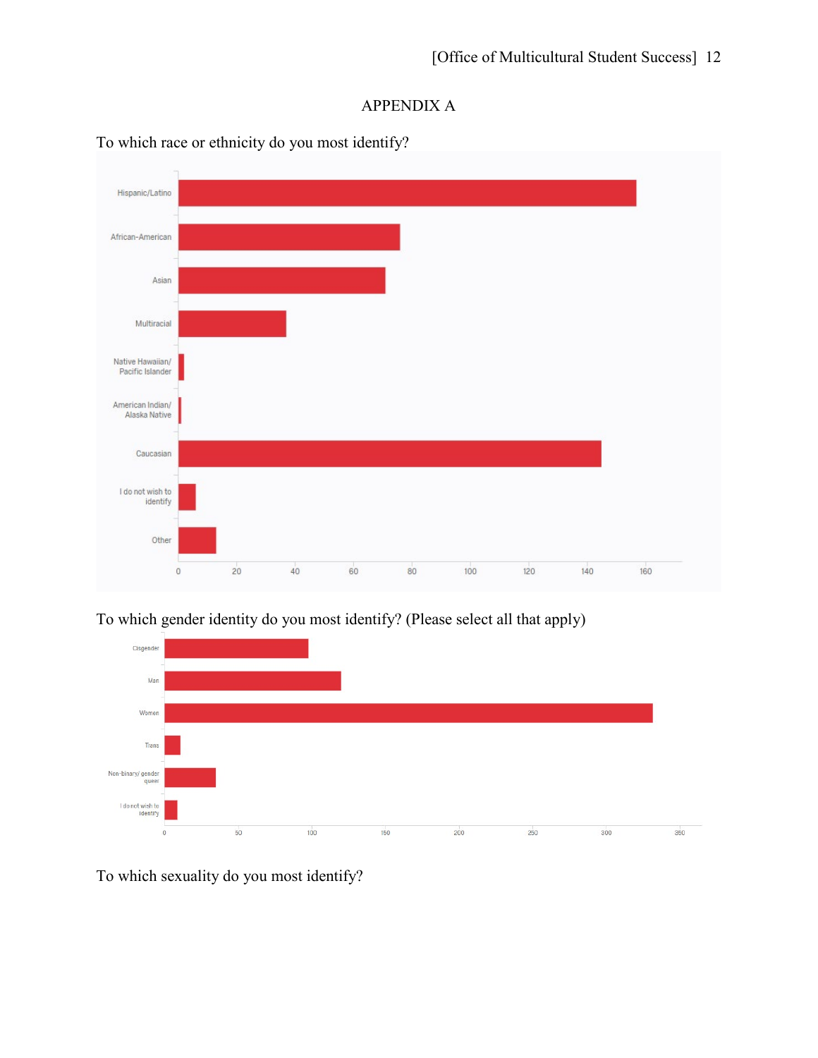## APPENDIX A

To which race or ethnicity do you most identify?

Hispanic/Latino
African-American
Asian
Multiracial
Native Hawaiian/ Pacific Islander
American Indian/ Alaska Native
Caucasian
I do not wish to identify
Other

0 20 40 60 80 100 120 140 160

To which gender identity do you most identify? (Please select all that apply)

Cisgender
Man
Women
Trans
Non-binary/ gender queer
I do not wish to identify

0 50 100 150 200 250 300 350

To which sexuality do you most identify?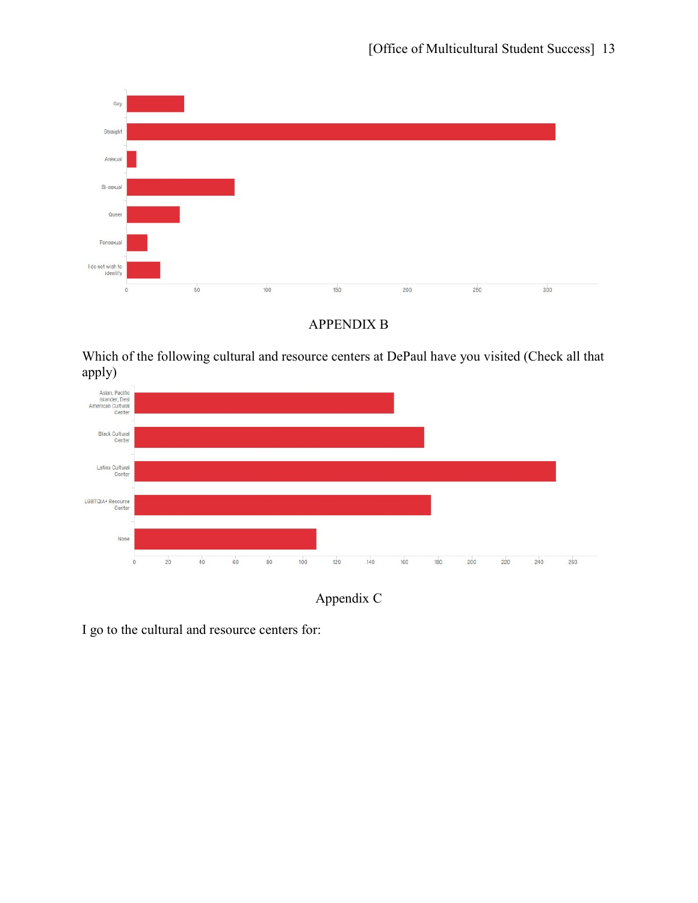APPENDIX B

Which of the following cultural and resource centers at DePaul have you visited (Check all that apply)

Appendix C

I go to the cultural and resource centers for: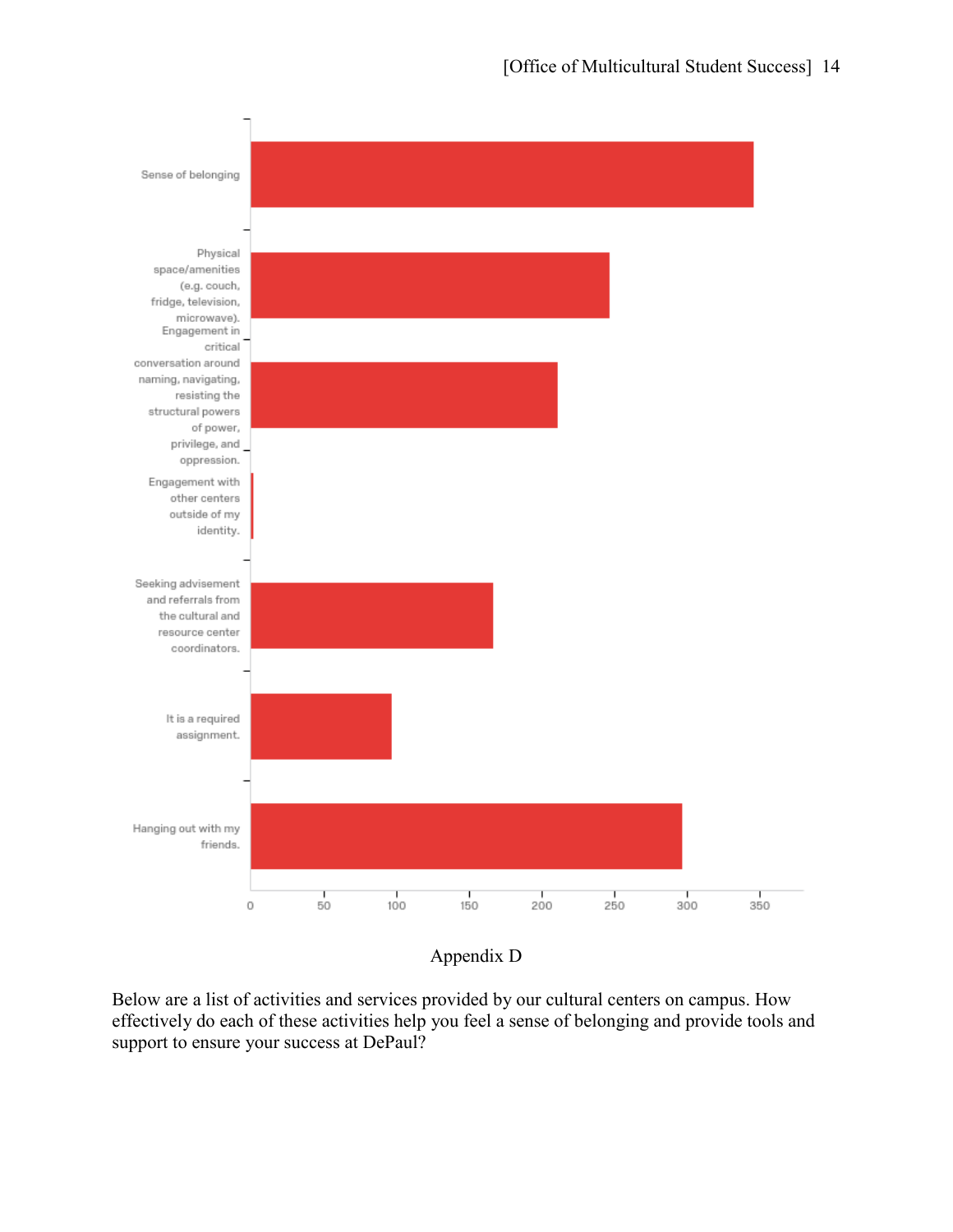| Category | Approximate value |
|---|---|
| Sense of belonging | ~345 |
| Physical space/amenities (e.g. couch, fridge, television, microwave). | ~246 |
| Engagement in critical conversation around naming, navigating, resisting the structural powers of power, privilege, and oppression. | ~211 |
| Engagement with other centers outside of my identity. | ~2 |
| Seeking advisement and referrals from the cultural and resource center coordinators. | ~166 |
| It is a required assignment. | ~97 |
| Hanging out with my friends. | ~296 |

X-axis: 0, 50, 100, 150, 200, 250, 300, 350

Appendix D

Below are a list of activities and services provided by our cultural centers on campus. How effectively do each of these activities help you feel a sense of belonging and provide tools and support to ensure your success at DePaul?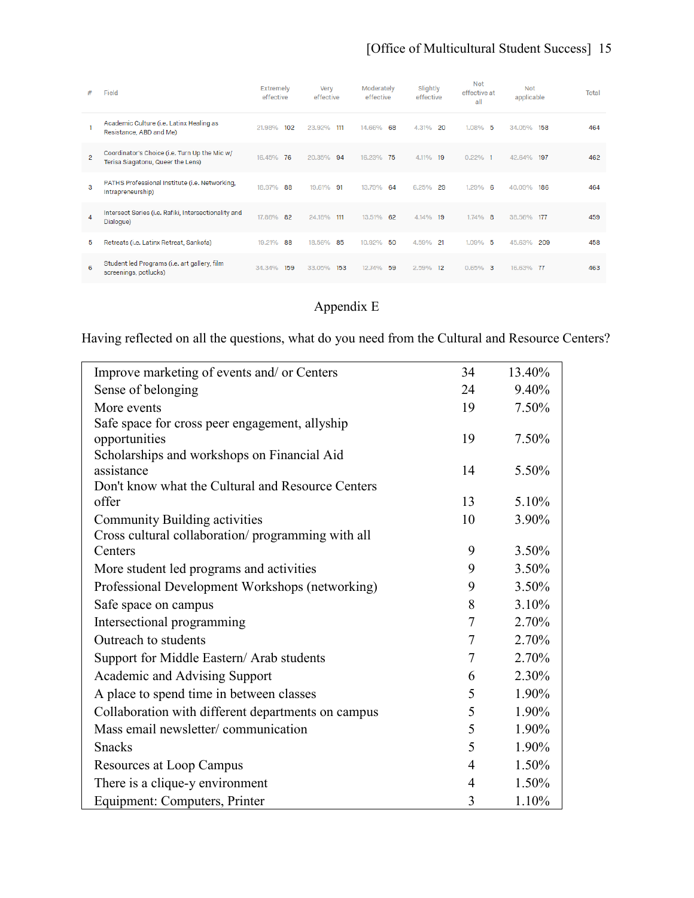| # | Field | Extremely effective | | Very effective | | Moderately effective | | Slightly effective | | Not effective at all | | Not applicable | | Total |
|---|---|---|---|---|---|---|---|---|---|---|---|---|---|---|
| 1 | Academic Culture (i.e. Latinx Healing as Resistance, ABD and Me) | 21.98% | 102 | 23.92% | 111 | 14.66% | 68 | 4.31% | 20 | 1.08% | 5 | 34.05% | 158 | 464 |
| 2 | Coordinator's Choice (i.e. Turn Up the Mic w/ Terisa Siagatonu, Queer the Lens) | 16.45% | 76 | 20.35% | 94 | 16.23% | 75 | 4.11% | 19 | 0.22% | 1 | 42.64% | 197 | 462 |
| 3 | PATHS Professional Institute (i.e. Networking, Intrapreneurship) | 18.97% | 88 | 19.61% | 91 | 13.79% | 64 | 6.25% | 29 | 1.29% | 6 | 40.09% | 186 | 464 |
| 4 | Intersect Series (i.e. Rafiki, Intersectionality and Dialogue) | 17.86% | 82 | 24.18% | 111 | 13.51% | 62 | 4.14% | 19 | 1.74% | 8 | 38.56% | 177 | 459 |
| 5 | Retreats (i.e. Latinx Retreat, Sankofa) | 19.21% | 88 | 18.56% | 85 | 10.92% | 50 | 4.59% | 21 | 1.09% | 5 | 45.63% | 209 | 458 |
| 6 | Student led Programs (i.e. art gallery, film screenings, potlucks) | 34.34% | 159 | 33.05% | 153 | 12.74% | 59 | 2.59% | 12 | 0.65% | 3 | 16.63% | 77 | 463 |

## Appendix E

Having reflected on all the questions, what do you need from the Cultural and Resource Centers?

| | | |
|---|---|---|
| Improve marketing of events and/ or Centers | 34 | 13.40% |
| Sense of belonging | 24 | 9.40% |
| More events | 19 | 7.50% |
| Safe space for cross peer engagement, allyship opportunities | 19 | 7.50% |
| Scholarships and workshops on Financial Aid assistance | 14 | 5.50% |
| Don't know what the Cultural and Resource Centers offer | 13 | 5.10% |
| Community Building activities | 10 | 3.90% |
| Cross cultural collaboration/ programming with all Centers | 9 | 3.50% |
| More student led programs and activities | 9 | 3.50% |
| Professional Development Workshops (networking) | 9 | 3.50% |
| Safe space on campus | 8 | 3.10% |
| Intersectional programming | 7 | 2.70% |
| Outreach to students | 7 | 2.70% |
| Support for Middle Eastern/ Arab students | 7 | 2.70% |
| Academic and Advising Support | 6 | 2.30% |
| A place to spend time in between classes | 5 | 1.90% |
| Collaboration with different departments on campus | 5 | 1.90% |
| Mass email newsletter/ communication | 5 | 1.90% |
| Snacks | 5 | 1.90% |
| Resources at Loop Campus | 4 | 1.50% |
| There is a clique-y environment | 4 | 1.50% |
| Equipment: Computers, Printer | 3 | 1.10% |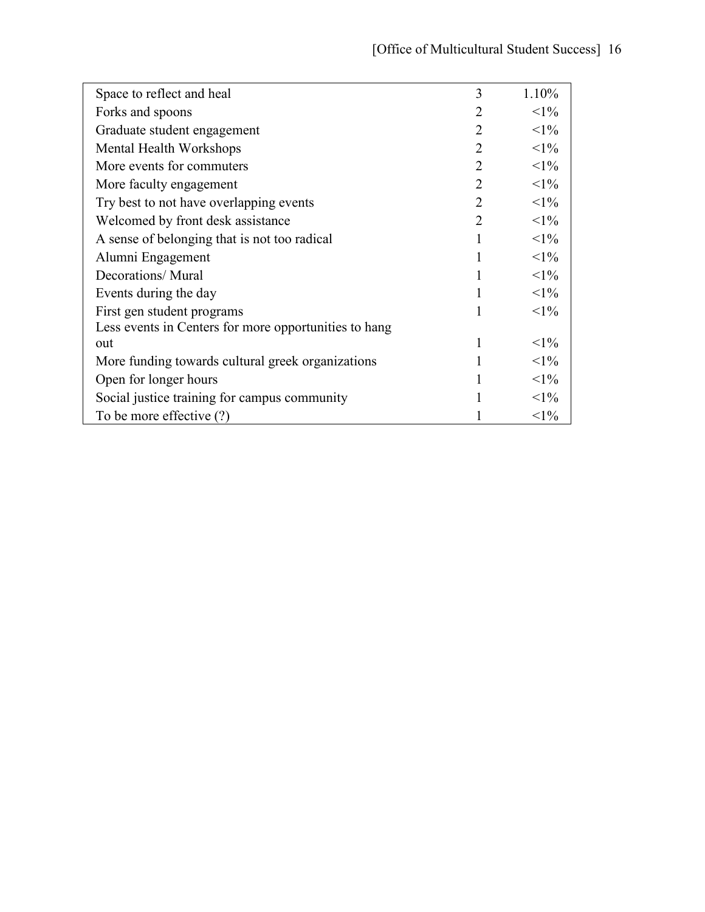| | | |
|---|---|---|
| Space to reflect and heal | 3 | 1.10% |
| Forks and spoons | 2 | <1% |
| Graduate student engagement | 2 | <1% |
| Mental Health Workshops | 2 | <1% |
| More events for commuters | 2 | <1% |
| More faculty engagement | 2 | <1% |
| Try best to not have overlapping events | 2 | <1% |
| Welcomed by front desk assistance | 2 | <1% |
| A sense of belonging that is not too radical | 1 | <1% |
| Alumni Engagement | 1 | <1% |
| Decorations/ Mural | 1 | <1% |
| Events during the day | 1 | <1% |
| First gen student programs | 1 | <1% |
| Less events in Centers for more opportunities to hang out | 1 | <1% |
| More funding towards cultural greek organizations | 1 | <1% |
| Open for longer hours | 1 | <1% |
| Social justice training for campus community | 1 | <1% |
| To be more effective (?) | 1 | <1% |